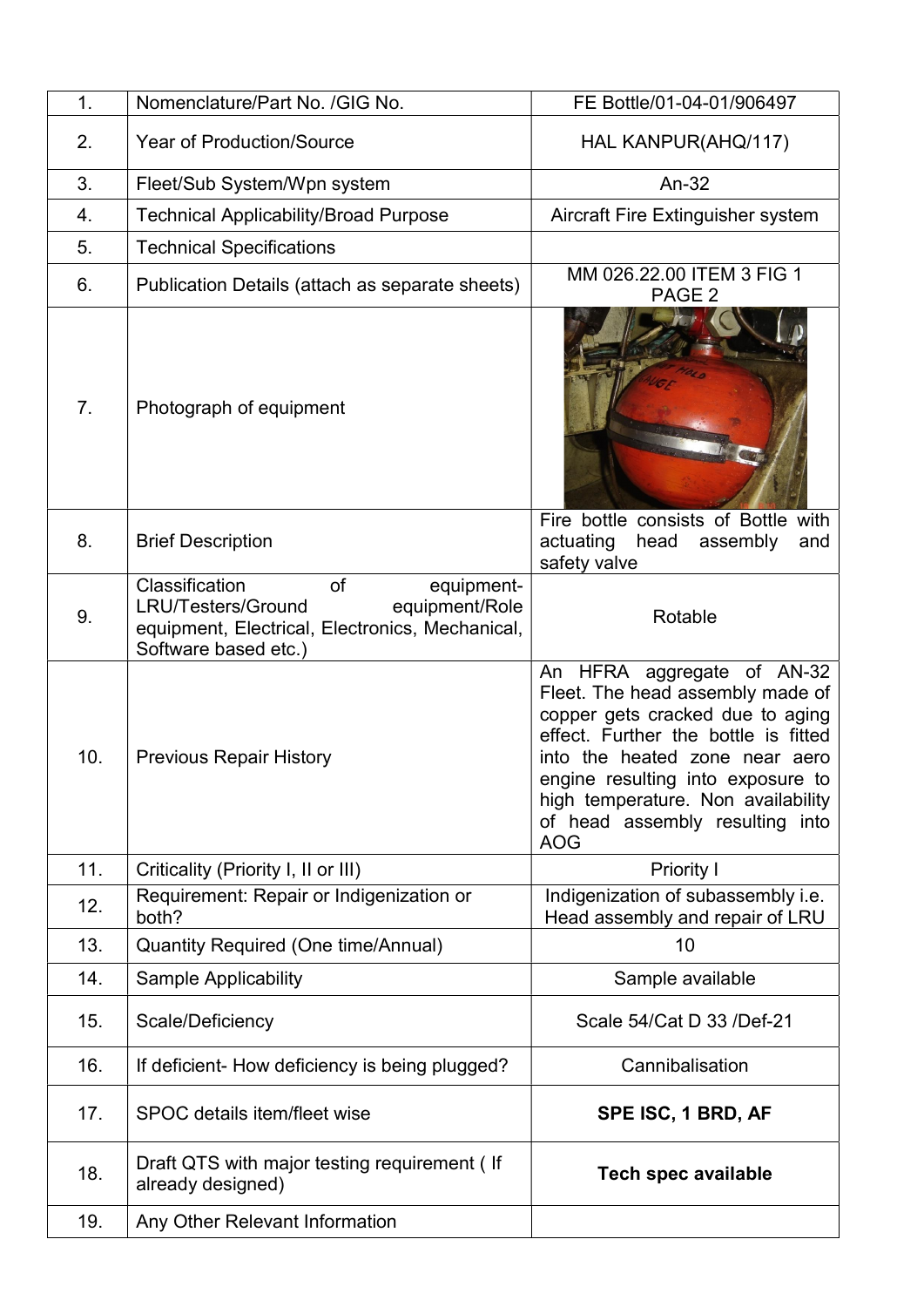| 1. | Nomenclature/Part No. /GIG No. | FE Bottle/01-04-01/906497 |
|---|---|---|
| 2. | Year of Production/Source | HAL KANPUR(AHQ/117) |
| 3. | Fleet/Sub System/Wpn system | An-32 |
| 4. | Technical Applicability/Broad Purpose | Aircraft Fire Extinguisher system |
| 5. | Technical Specifications | |
| 6. | Publication Details (attach as separate sheets) | MM 026.22.00 ITEM 3 FIG 1 PAGE 2 |
| 7. | Photograph of equipment | |
| 8. | Brief Description | Fire bottle consists of Bottle with actuating head assembly and safety valve |
| 9. | Classification of equipment- LRU/Testers/Ground equipment/Role equipment, Electrical, Electronics, Mechanical, Software based etc.) | Rotable |
| 10. | Previous Repair History | An HFRA aggregate of AN-32 Fleet. The head assembly made of copper gets cracked due to aging effect. Further the bottle is fitted into the heated zone near aero engine resulting into exposure to high temperature. Non availability of head assembly resulting into AOG |
| 11. | Criticality (Priority I, II or III) | Priority I |
| 12. | Requirement: Repair or Indigenization or both? | Indigenization of subassembly i.e. Head assembly and repair of LRU |
| 13. | Quantity Required (One time/Annual) | 10 |
| 14. | Sample Applicability | Sample available |
| 15. | Scale/Deficiency | Scale 54/Cat D 33 /Def-21 |
| 16. | If deficient- How deficiency is being plugged? | Cannibalisation |
| 17. | SPOC details item/fleet wise | **SPE ISC, 1 BRD, AF** |
| 18. | Draft QTS with major testing requirement ( If already designed) | **Tech spec available** |
| 19. | Any Other Relevant Information | |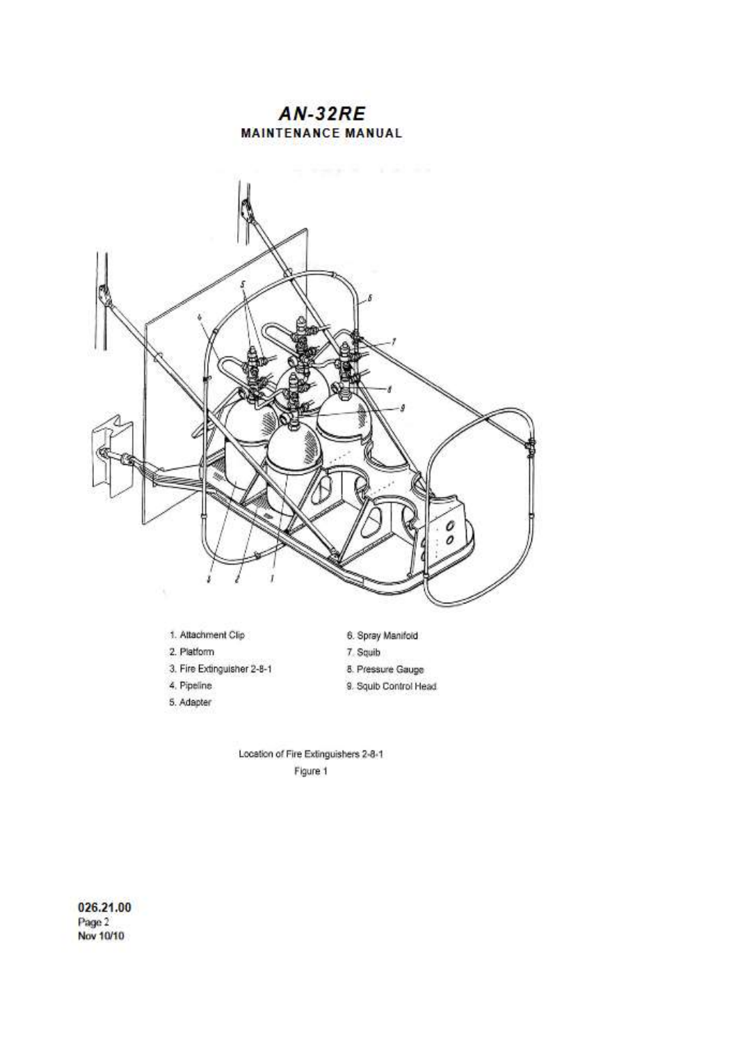1. Attachment Clip
2. Platform
3. Fire Extinguisher 2-8-1
4. Pipeline
5. Adapter
6. Spray Manifold
7. Squib
8. Pressure Gauge
9. Squib Control Head

Location of Fire Extinguishers 2-8-1

Figure 1